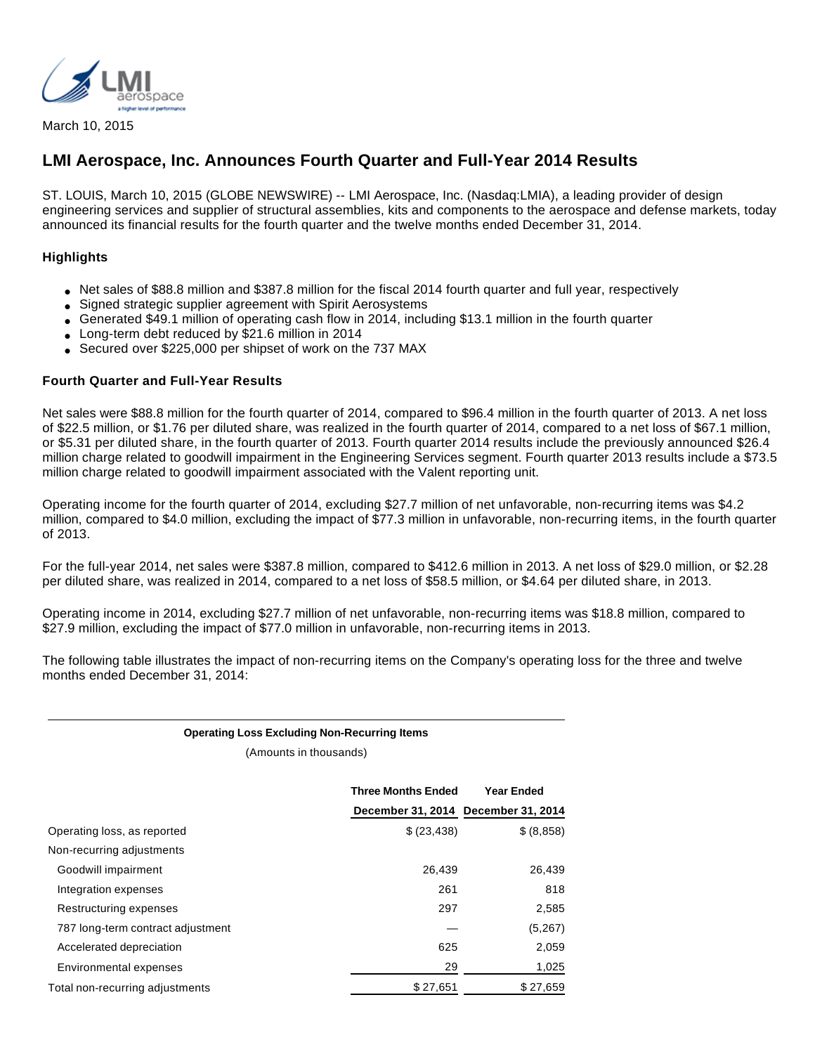March 10, 2015

# LMI Aerospace, Inc. Announces Fourth Quarter and Full-Year 2014 Results

ST. LOUIS, March 10, 2015 (GLOBE NEWSWIRE) -- LMI Aerospace, Inc. (Nasdaq:LMIA), a leading provider of design engineering services and supplier of structural assemblies, kits and components to the aerospace and defense markets, today announced its financial results for the fourth quarter and the twelve months ended December 31, 2014.

### Highlights

- Net sales of $88.8 million and $387.8 million for the fiscal 2014 fourth quarter and full year, respectively
- Signed strategic supplier agreement with Spirit Aerosystems
- Generated $49.1 million of operating cash flow in 2014, including $13.1 million in the fourth quarter
- Long-term debt reduced by $21.6 million in 2014
- Secured over $225,000 per shipset of work on the 737 MAX

### Fourth Quarter and Full-Year Results

Net sales were $88.8 million for the fourth quarter of 2014, compared to $96.4 million in the fourth quarter of 2013. A net loss of $22.5 million, or $1.76 per diluted share, was realized in the fourth quarter of 2014, compared to a net loss of $67.1 million, or $5.31 per diluted share, in the fourth quarter of 2013. Fourth quarter 2014 results include the previously announced $26.4 million charge related to goodwill impairment in the Engineering Services segment. Fourth quarter 2013 results include a $73.5 million charge related to goodwill impairment associated with the Valent reporting unit.

Operating income for the fourth quarter of 2014, excluding $27.7 million of net unfavorable, non-recurring items was $4.2 million, compared to $4.0 million, excluding the impact of $77.3 million in unfavorable, non-recurring items, in the fourth quarter of 2013.

For the full-year 2014, net sales were $387.8 million, compared to $412.6 million in 2013. A net loss of $29.0 million, or $2.28 per diluted share, was realized in 2014, compared to a net loss of $58.5 million, or $4.64 per diluted share, in 2013.

Operating income in 2014, excluding $27.7 million of net unfavorable, non-recurring items was $18.8 million, compared to $27.9 million, excluding the impact of $77.0 million in unfavorable, non-recurring items in 2013.

The following table illustrates the impact of non-recurring items on the Company's operating loss for the three and twelve months ended December 31, 2014:

**Operating Loss Excluding Non-Recurring Items**

(Amounts in thousands)

| | Three Months Ended December 31, 2014 | Year Ended December 31, 2014 |
|---|---|---|
| Operating loss, as reported | $ (23,438) | $ (8,858) |
| Non-recurring adjustments | | |
| Goodwill impairment | 26,439 | 26,439 |
| Integration expenses | 261 | 818 |
| Restructuring expenses | 297 | 2,585 |
| 787 long-term contract adjustment | — | (5,267) |
| Accelerated depreciation | 625 | 2,059 |
| Environmental expenses | 29 | 1,025 |
| Total non-recurring adjustments | $ 27,651 | $ 27,659 |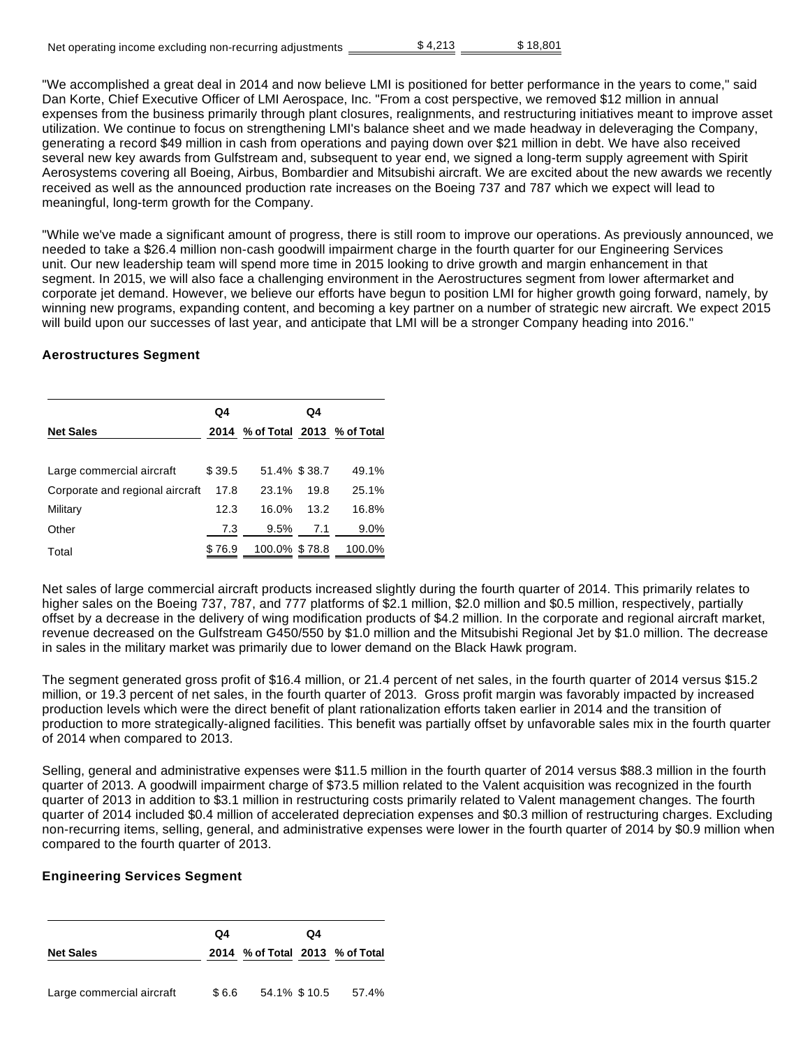| | | |
|---|---|---|
| Net operating income excluding non-recurring adjustments | $ 4,213 | $ 18,801 |

"We accomplished a great deal in 2014 and now believe LMI is positioned for better performance in the years to come," said Dan Korte, Chief Executive Officer of LMI Aerospace, Inc. "From a cost perspective, we removed $12 million in annual expenses from the business primarily through plant closures, realignments, and restructuring initiatives meant to improve asset utilization. We continue to focus on strengthening LMI's balance sheet and we made headway in deleveraging the Company, generating a record $49 million in cash from operations and paying down over $21 million in debt. We have also received several new key awards from Gulfstream and, subsequent to year end, we signed a long-term supply agreement with Spirit Aerosystems covering all Boeing, Airbus, Bombardier and Mitsubishi aircraft. We are excited about the new awards we recently received as well as the announced production rate increases on the Boeing 737 and 787 which we expect will lead to meaningful, long-term growth for the Company.

"While we've made a significant amount of progress, there is still room to improve our operations. As previously announced, we needed to take a $26.4 million non-cash goodwill impairment charge in the fourth quarter for our Engineering Services unit. Our new leadership team will spend more time in 2015 looking to drive growth and margin enhancement in that segment. In 2015, we will also face a challenging environment in the Aerostructures segment from lower aftermarket and corporate jet demand. However, we believe our efforts have begun to position LMI for higher growth going forward, namely, by winning new programs, expanding content, and becoming a key partner on a number of strategic new aircraft. We expect 2015 will build upon our successes of last year, and anticipate that LMI will be a stronger Company heading into 2016."

**Aerostructures Segment**

| Net Sales | Q4 2014 | % of Total | Q4 2013 | % of Total |
|---|---|---|---|---|
| Large commercial aircraft | $ 39.5 | 51.4% | $ 38.7 | 49.1% |
| Corporate and regional aircraft | 17.8 | 23.1% | 19.8 | 25.1% |
| Military | 12.3 | 16.0% | 13.2 | 16.8% |
| Other | 7.3 | 9.5% | 7.1 | 9.0% |
| Total | $ 76.9 | 100.0% | $ 78.8 | 100.0% |

Net sales of large commercial aircraft products increased slightly during the fourth quarter of 2014. This primarily relates to higher sales on the Boeing 737, 787, and 777 platforms of $2.1 million, $2.0 million and $0.5 million, respectively, partially offset by a decrease in the delivery of wing modification products of $4.2 million. In the corporate and regional aircraft market, revenue decreased on the Gulfstream G450/550 by $1.0 million and the Mitsubishi Regional Jet by $1.0 million. The decrease in sales in the military market was primarily due to lower demand on the Black Hawk program.

The segment generated gross profit of $16.4 million, or 21.4 percent of net sales, in the fourth quarter of 2014 versus $15.2 million, or 19.3 percent of net sales, in the fourth quarter of 2013. Gross profit margin was favorably impacted by increased production levels which were the direct benefit of plant rationalization efforts taken earlier in 2014 and the transition of production to more strategically-aligned facilities. This benefit was partially offset by unfavorable sales mix in the fourth quarter of 2014 when compared to 2013.

Selling, general and administrative expenses were $11.5 million in the fourth quarter of 2014 versus $88.3 million in the fourth quarter of 2013. A goodwill impairment charge of $73.5 million related to the Valent acquisition was recognized in the fourth quarter of 2013 in addition to $3.1 million in restructuring costs primarily related to Valent management changes. The fourth quarter of 2014 included $0.4 million of accelerated depreciation expenses and $0.3 million of restructuring charges. Excluding non-recurring items, selling, general, and administrative expenses were lower in the fourth quarter of 2014 by $0.9 million when compared to the fourth quarter of 2013.

**Engineering Services Segment**

| Net Sales | Q4 2014 | % of Total | Q4 2013 | % of Total |
|---|---|---|---|---|
| Large commercial aircraft | $ 6.6 | 54.1% | $ 10.5 | 57.4% |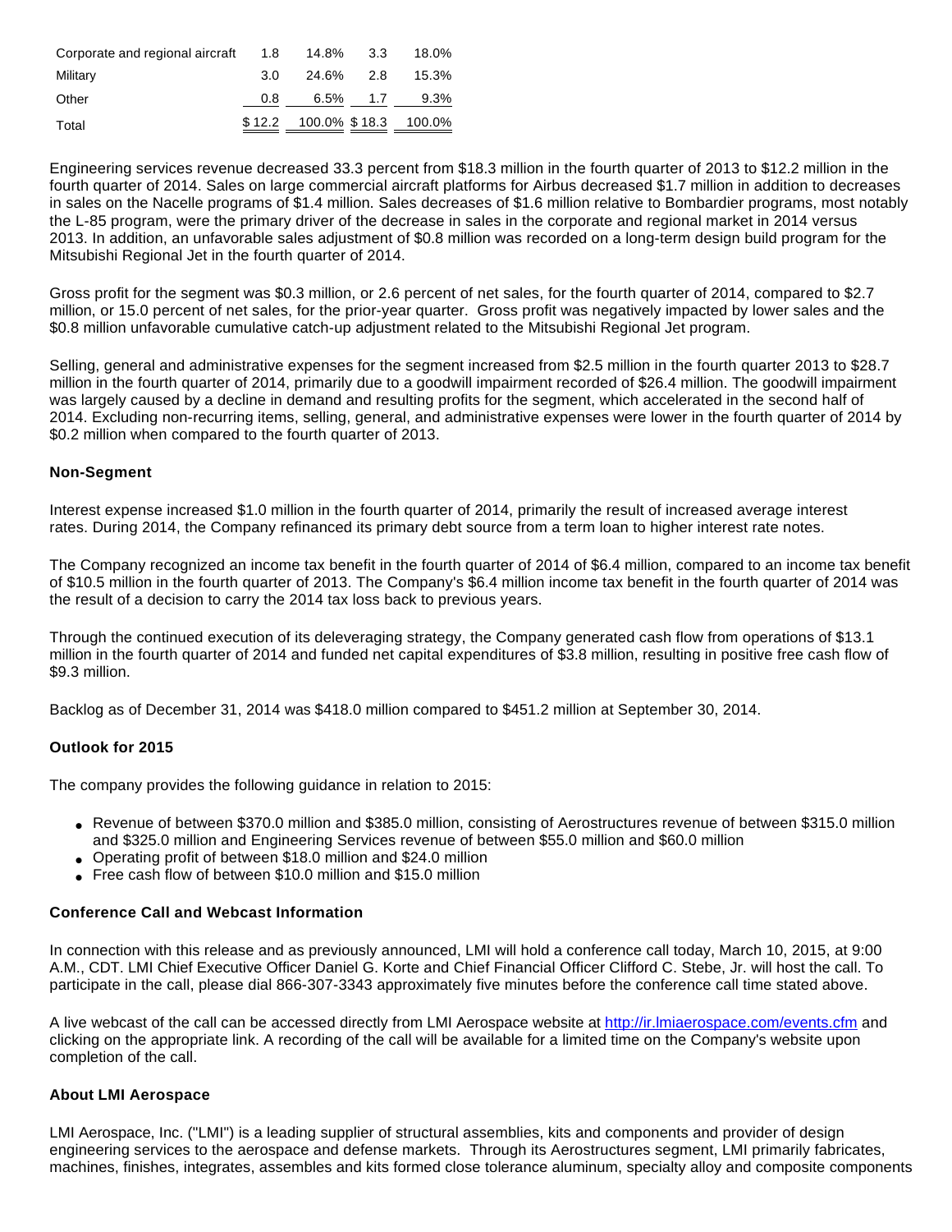| | | | | |
|---|---|---|---|---|
| Corporate and regional aircraft | 1.8 | 14.8% | 3.3 | 18.0% |
| Military | 3.0 | 24.6% | 2.8 | 15.3% |
| Other | 0.8 | 6.5% | 1.7 | 9.3% |
| Total | $ 12.2 | 100.0% | $ 18.3 | 100.0% |

Engineering services revenue decreased 33.3 percent from $18.3 million in the fourth quarter of 2013 to $12.2 million in the fourth quarter of 2014. Sales on large commercial aircraft platforms for Airbus decreased $1.7 million in addition to decreases in sales on the Nacelle programs of $1.4 million. Sales decreases of $1.6 million relative to Bombardier programs, most notably the L-85 program, were the primary driver of the decrease in sales in the corporate and regional market in 2014 versus 2013. In addition, an unfavorable sales adjustment of $0.8 million was recorded on a long-term design build program for the Mitsubishi Regional Jet in the fourth quarter of 2014.

Gross profit for the segment was $0.3 million, or 2.6 percent of net sales, for the fourth quarter of 2014, compared to $2.7 million, or 15.0 percent of net sales, for the prior-year quarter. Gross profit was negatively impacted by lower sales and the $0.8 million unfavorable cumulative catch-up adjustment related to the Mitsubishi Regional Jet program.

Selling, general and administrative expenses for the segment increased from $2.5 million in the fourth quarter 2013 to $28.7 million in the fourth quarter of 2014, primarily due to a goodwill impairment recorded of $26.4 million. The goodwill impairment was largely caused by a decline in demand and resulting profits for the segment, which accelerated in the second half of 2014. Excluding non-recurring items, selling, general, and administrative expenses were lower in the fourth quarter of 2014 by $0.2 million when compared to the fourth quarter of 2013.

**Non-Segment**

Interest expense increased $1.0 million in the fourth quarter of 2014, primarily the result of increased average interest rates. During 2014, the Company refinanced its primary debt source from a term loan to higher interest rate notes.

The Company recognized an income tax benefit in the fourth quarter of 2014 of $6.4 million, compared to an income tax benefit of $10.5 million in the fourth quarter of 2013. The Company's $6.4 million income tax benefit in the fourth quarter of 2014 was the result of a decision to carry the 2014 tax loss back to previous years.

Through the continued execution of its deleveraging strategy, the Company generated cash flow from operations of $13.1 million in the fourth quarter of 2014 and funded net capital expenditures of $3.8 million, resulting in positive free cash flow of $9.3 million.

Backlog as of December 31, 2014 was $418.0 million compared to $451.2 million at September 30, 2014.

**Outlook for 2015**

The company provides the following guidance in relation to 2015:

- Revenue of between $370.0 million and $385.0 million, consisting of Aerostructures revenue of between $315.0 million and $325.0 million and Engineering Services revenue of between $55.0 million and $60.0 million
- Operating profit of between $18.0 million and $24.0 million
- Free cash flow of between $10.0 million and $15.0 million

**Conference Call and Webcast Information**

In connection with this release and as previously announced, LMI will hold a conference call today, March 10, 2015, at 9:00 A.M., CDT. LMI Chief Executive Officer Daniel G. Korte and Chief Financial Officer Clifford C. Stebe, Jr. will host the call. To participate in the call, please dial 866-307-3343 approximately five minutes before the conference call time stated above.

A live webcast of the call can be accessed directly from LMI Aerospace website at http://ir.lmiaerospace.com/events.cfm and clicking on the appropriate link. A recording of the call will be available for a limited time on the Company's website upon completion of the call.

**About LMI Aerospace**

LMI Aerospace, Inc. ("LMI") is a leading supplier of structural assemblies, kits and components and provider of design engineering services to the aerospace and defense markets. Through its Aerostructures segment, LMI primarily fabricates, machines, finishes, integrates, assembles and kits formed close tolerance aluminum, specialty alloy and composite components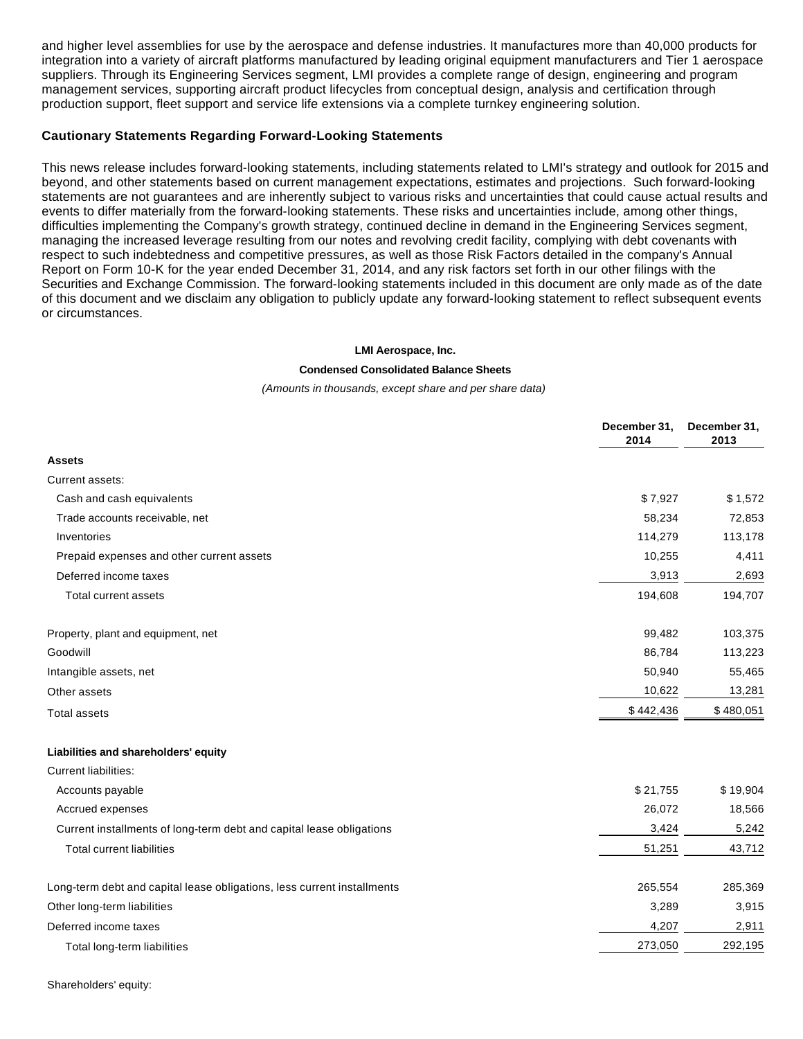and higher level assemblies for use by the aerospace and defense industries. It manufactures more than 40,000 products for integration into a variety of aircraft platforms manufactured by leading original equipment manufacturers and Tier 1 aerospace suppliers. Through its Engineering Services segment, LMI provides a complete range of design, engineering and program management services, supporting aircraft product lifecycles from conceptual design, analysis and certification through production support, fleet support and service life extensions via a complete turnkey engineering solution.

**Cautionary Statements Regarding Forward-Looking Statements**

This news release includes forward-looking statements, including statements related to LMI's strategy and outlook for 2015 and beyond, and other statements based on current management expectations, estimates and projections. Such forward-looking statements are not guarantees and are inherently subject to various risks and uncertainties that could cause actual results and events to differ materially from the forward-looking statements. These risks and uncertainties include, among other things, difficulties implementing the Company's growth strategy, continued decline in demand in the Engineering Services segment, managing the increased leverage resulting from our notes and revolving credit facility, complying with debt covenants with respect to such indebtedness and competitive pressures, as well as those Risk Factors detailed in the company's Annual Report on Form 10-K for the year ended December 31, 2014, and any risk factors set forth in our other filings with the Securities and Exchange Commission. The forward-looking statements included in this document are only made as of the date of this document and we disclaim any obligation to publicly update any forward-looking statement to reflect subsequent events or circumstances.

**LMI Aerospace, Inc.**

**Condensed Consolidated Balance Sheets**

*(Amounts in thousands, except share and per share data)*

| | December 31, 2014 | December 31, 2013 |
|---|---|---|
| **Assets** | | |
| Current assets: | | |
| Cash and cash equivalents | $ 7,927 | $ 1,572 |
| Trade accounts receivable, net | 58,234 | 72,853 |
| Inventories | 114,279 | 113,178 |
| Prepaid expenses and other current assets | 10,255 | 4,411 |
| Deferred income taxes | 3,913 | 2,693 |
| Total current assets | 194,608 | 194,707 |
| Property, plant and equipment, net | 99,482 | 103,375 |
| Goodwill | 86,784 | 113,223 |
| Intangible assets, net | 50,940 | 55,465 |
| Other assets | 10,622 | 13,281 |
| Total assets | $ 442,436 | $ 480,051 |
| **Liabilities and shareholders' equity** | | |
| Current liabilities: | | |
| Accounts payable | $ 21,755 | $ 19,904 |
| Accrued expenses | 26,072 | 18,566 |
| Current installments of long-term debt and capital lease obligations | 3,424 | 5,242 |
| Total current liabilities | 51,251 | 43,712 |
| Long-term debt and capital lease obligations, less current installments | 265,554 | 285,369 |
| Other long-term liabilities | 3,289 | 3,915 |
| Deferred income taxes | 4,207 | 2,911 |
| Total long-term liabilities | 273,050 | 292,195 |
| Shareholders' equity: | | |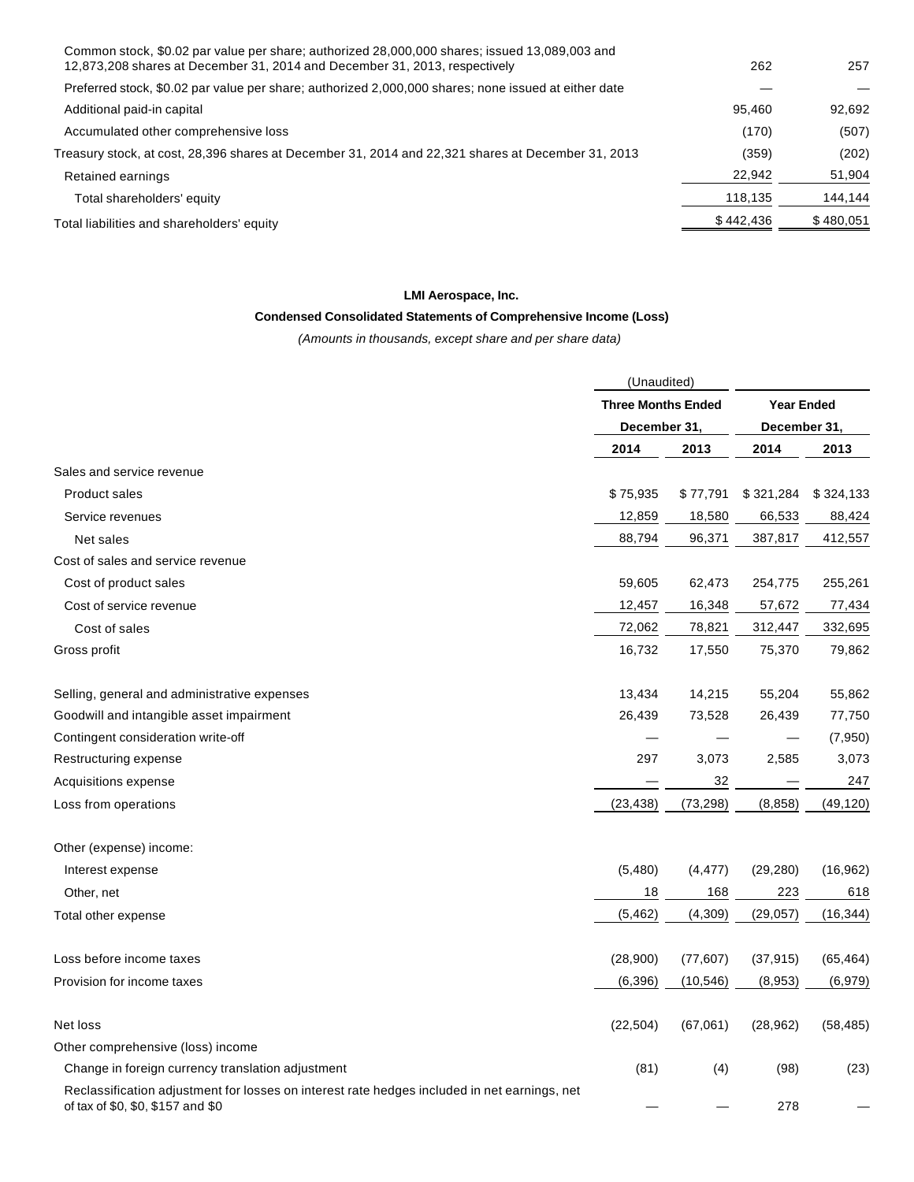| | | |
|---|---|---|
| Common stock, $0.02 par value per share; authorized 28,000,000 shares; issued 13,089,003 and 12,873,208 shares at December 31, 2014 and December 31, 2013, respectively | 262 | 257 |
| Preferred stock, $0.02 par value per share; authorized 2,000,000 shares; none issued at either date | — | — |
| Additional paid-in capital | 95,460 | 92,692 |
| Accumulated other comprehensive loss | (170) | (507) |
| Treasury stock, at cost, 28,396 shares at December 31, 2014 and 22,321 shares at December 31, 2013 | (359) | (202) |
| Retained earnings | 22,942 | 51,904 |
| Total shareholders' equity | 118,135 | 144,144 |
| Total liabilities and shareholders' equity | $ 442,436 | $ 480,051 |

**LMI Aerospace, Inc.**

**Condensed Consolidated Statements of Comprehensive Income (Loss)**

*(Amounts in thousands, except share and per share data)*

| | (Unaudited) Three Months Ended December 31, | | Year Ended December 31, | |
|---|---|---|---|---|
| | 2014 | 2013 | 2014 | 2013 |
| Sales and service revenue | | | | |
| Product sales | $ 75,935 | $ 77,791 | $ 321,284 | $ 324,133 |
| Service revenues | 12,859 | 18,580 | 66,533 | 88,424 |
| Net sales | 88,794 | 96,371 | 387,817 | 412,557 |
| Cost of sales and service revenue | | | | |
| Cost of product sales | 59,605 | 62,473 | 254,775 | 255,261 |
| Cost of service revenue | 12,457 | 16,348 | 57,672 | 77,434 |
| Cost of sales | 72,062 | 78,821 | 312,447 | 332,695 |
| Gross profit | 16,732 | 17,550 | 75,370 | 79,862 |
| | | | | |
| Selling, general and administrative expenses | 13,434 | 14,215 | 55,204 | 55,862 |
| Goodwill and intangible asset impairment | 26,439 | 73,528 | 26,439 | 77,750 |
| Contingent consideration write-off | — | — | — | (7,950) |
| Restructuring expense | 297 | 3,073 | 2,585 | 3,073 |
| Acquisitions expense | — | 32 | — | 247 |
| Loss from operations | (23,438) | (73,298) | (8,858) | (49,120) |
| | | | | |
| Other (expense) income: | | | | |
| Interest expense | (5,480) | (4,477) | (29,280) | (16,962) |
| Other, net | 18 | 168 | 223 | 618 |
| Total other expense | (5,462) | (4,309) | (29,057) | (16,344) |
| | | | | |
| Loss before income taxes | (28,900) | (77,607) | (37,915) | (65,464) |
| Provision for income taxes | (6,396) | (10,546) | (8,953) | (6,979) |
| | | | | |
| Net loss | (22,504) | (67,061) | (28,962) | (58,485) |
| Other comprehensive (loss) income | | | | |
| Change in foreign currency translation adjustment | (81) | (4) | (98) | (23) |
| Reclassification adjustment for losses on interest rate hedges included in net earnings, net of tax of $0, $0, $157 and $0 | — | — | 278 | — |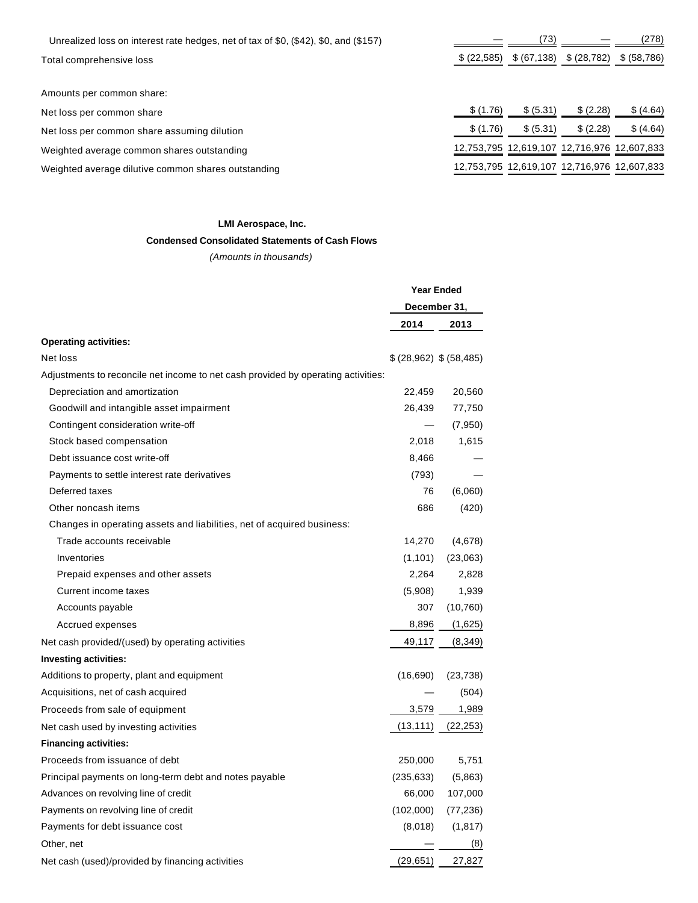| | | | | |
|---|---|---|---|---|
| Unrealized loss on interest rate hedges, net of tax of $0, ($42), $0, and ($157) | — | (73) | — | (278) |
| Total comprehensive loss | $ (22,585) | $ (67,138) | $ (28,782) | $ (58,786) |
| | | | | |
| Amounts per common share: | | | | |
| Net loss per common share | $ (1.76) | $ (5.31) | $ (2.28) | $ (4.64) |
| Net loss per common share assuming dilution | $ (1.76) | $ (5.31) | $ (2.28) | $ (4.64) |
| Weighted average common shares outstanding | 12,753,795 | 12,619,107 | 12,716,976 | 12,607,833 |
| Weighted average dilutive common shares outstanding | 12,753,795 | 12,619,107 | 12,716,976 | 12,607,833 |

**LMI Aerospace, Inc.**

**Condensed Consolidated Statements of Cash Flows**

*(Amounts in thousands)*

| | Year Ended December 31, | |
|---|---|---|
| | 2014 | 2013 |
| **Operating activities:** | | |
| Net loss | $ (28,962) | $ (58,485) |
| Adjustments to reconcile net income to net cash provided by operating activities: | | |
| Depreciation and amortization | 22,459 | 20,560 |
| Goodwill and intangible asset impairment | 26,439 | 77,750 |
| Contingent consideration write-off | — | (7,950) |
| Stock based compensation | 2,018 | 1,615 |
| Debt issuance cost write-off | 8,466 | — |
| Payments to settle interest rate derivatives | (793) | — |
| Deferred taxes | 76 | (6,060) |
| Other noncash items | 686 | (420) |
| Changes in operating assets and liabilities, net of acquired business: | | |
| Trade accounts receivable | 14,270 | (4,678) |
| Inventories | (1,101) | (23,063) |
| Prepaid expenses and other assets | 2,264 | 2,828 |
| Current income taxes | (5,908) | 1,939 |
| Accounts payable | 307 | (10,760) |
| Accrued expenses | 8,896 | (1,625) |
| Net cash provided/(used) by operating activities | 49,117 | (8,349) |
| **Investing activities:** | | |
| Additions to property, plant and equipment | (16,690) | (23,738) |
| Acquisitions, net of cash acquired | — | (504) |
| Proceeds from sale of equipment | 3,579 | 1,989 |
| Net cash used by investing activities | (13,111) | (22,253) |
| **Financing activities:** | | |
| Proceeds from issuance of debt | 250,000 | 5,751 |
| Principal payments on long-term debt and notes payable | (235,633) | (5,863) |
| Advances on revolving line of credit | 66,000 | 107,000 |
| Payments on revolving line of credit | (102,000) | (77,236) |
| Payments for debt issuance cost | (8,018) | (1,817) |
| Other, net | — | (8) |
| Net cash (used)/provided by financing activities | (29,651) | 27,827 |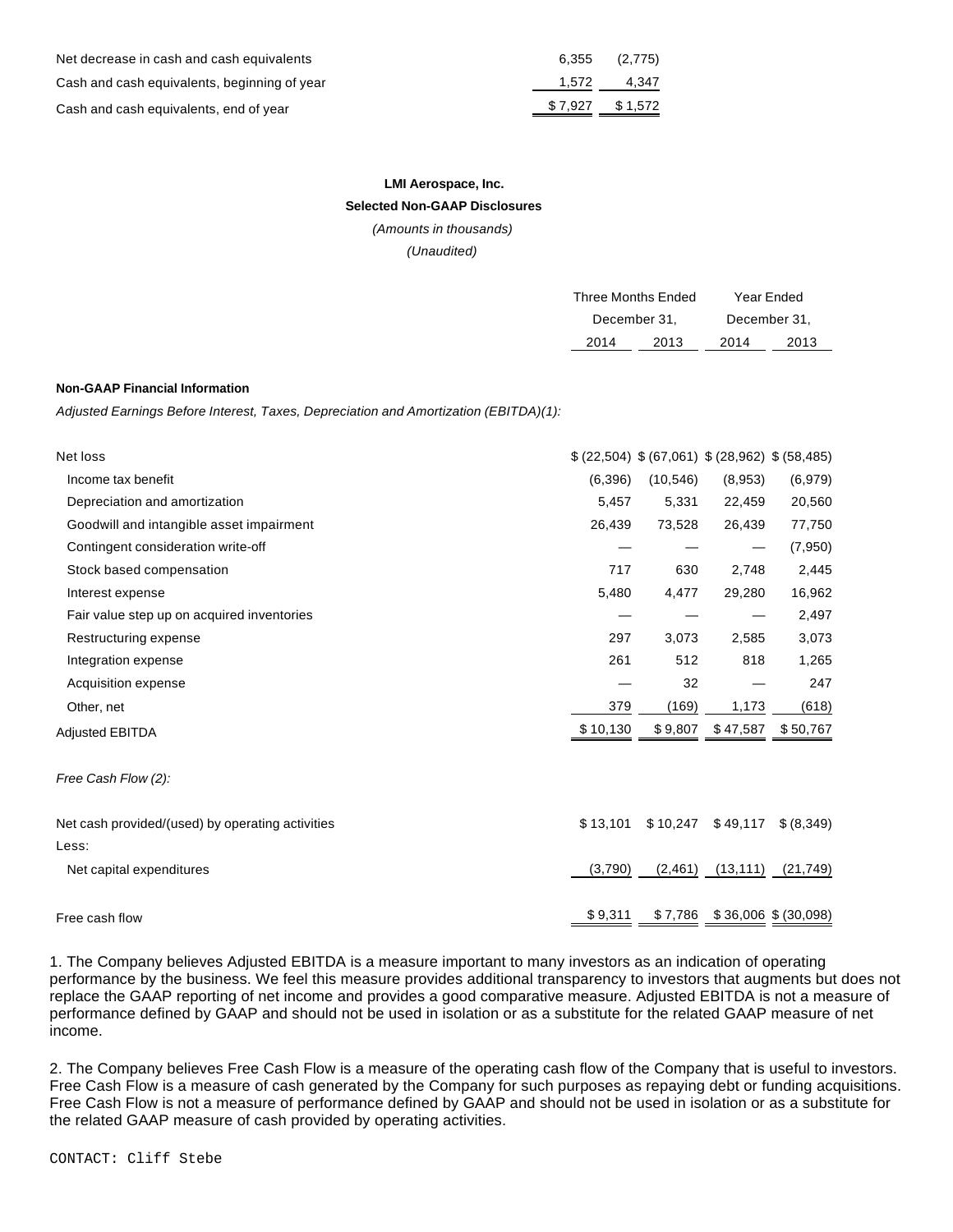| | | |
|---|---|---|
| Net decrease in cash and cash equivalents | 6,355 | (2,775) |
| Cash and cash equivalents, beginning of year | 1,572 | 4,347 |
| Cash and cash equivalents, end of year | $ 7,927 | $ 1,572 |

**LMI Aerospace, Inc.**

**Selected Non-GAAP Disclosures**

*(Amounts in thousands)*

*(Unaudited)*

| | Three Months Ended December 31, | | Year Ended December 31, | |
|---|---|---|---|---|
| | 2014 | 2013 | 2014 | 2013 |
| **Non-GAAP Financial Information** | | | | |
| *Adjusted Earnings Before Interest, Taxes, Depreciation and Amortization (EBITDA)(1):* | | | | |
| Net loss | $ (22,504) | $ (67,061) | $ (28,962) | $ (58,485) |
| Income tax benefit | (6,396) | (10,546) | (8,953) | (6,979) |
| Depreciation and amortization | 5,457 | 5,331 | 22,459 | 20,560 |
| Goodwill and intangible asset impairment | 26,439 | 73,528 | 26,439 | 77,750 |
| Contingent consideration write-off | — | — | — | (7,950) |
| Stock based compensation | 717 | 630 | 2,748 | 2,445 |
| Interest expense | 5,480 | 4,477 | 29,280 | 16,962 |
| Fair value step up on acquired inventories | — | — | — | 2,497 |
| Restructuring expense | 297 | 3,073 | 2,585 | 3,073 |
| Integration expense | 261 | 512 | 818 | 1,265 |
| Acquisition expense | — | 32 | — | 247 |
| Other, net | 379 | (169) | 1,173 | (618) |
| Adjusted EBITDA | $ 10,130 | $ 9,807 | $ 47,587 | $ 50,767 |
| *Free Cash Flow (2):* | | | | |
| Net cash provided/(used) by operating activities | $ 13,101 | $ 10,247 | $ 49,117 | $ (8,349) |
| Less: | | | | |
| Net capital expenditures | (3,790) | (2,461) | (13,111) | (21,749) |
| Free cash flow | $ 9,311 | $ 7,786 | $ 36,006 | $ (30,098) |

1. The Company believes Adjusted EBITDA is a measure important to many investors as an indication of operating performance by the business. We feel this measure provides additional transparency to investors that augments but does not replace the GAAP reporting of net income and provides a good comparative measure. Adjusted EBITDA is not a measure of performance defined by GAAP and should not be used in isolation or as a substitute for the related GAAP measure of net income.

2. The Company believes Free Cash Flow is a measure of the operating cash flow of the Company that is useful to investors. Free Cash Flow is a measure of cash generated by the Company for such purposes as repaying debt or funding acquisitions. Free Cash Flow is not a measure of performance defined by GAAP and should not be used in isolation or as a substitute for the related GAAP measure of cash provided by operating activities.

CONTACT: Cliff Stebe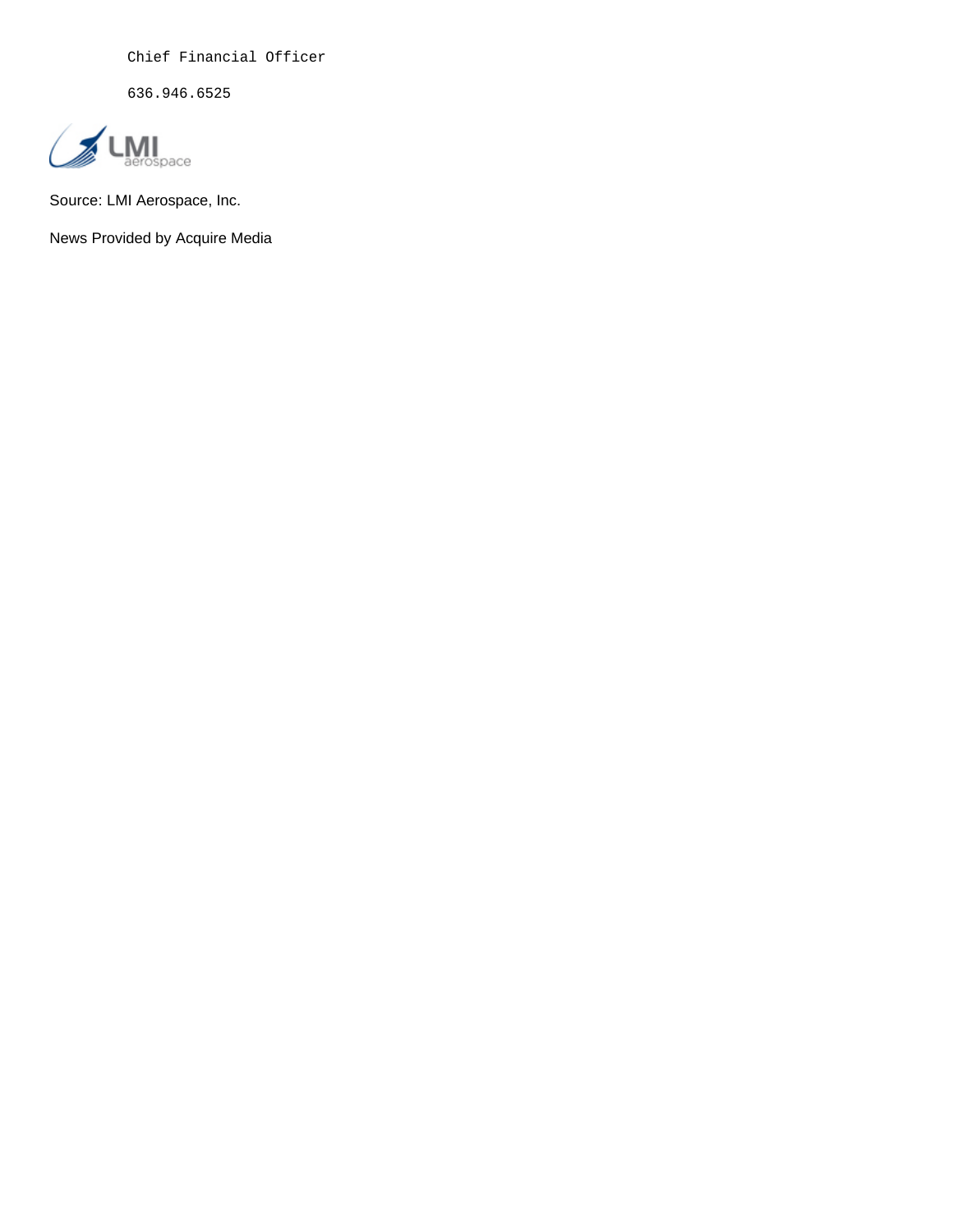Chief Financial Officer

636.946.6525

Source: LMI Aerospace, Inc.

News Provided by Acquire Media